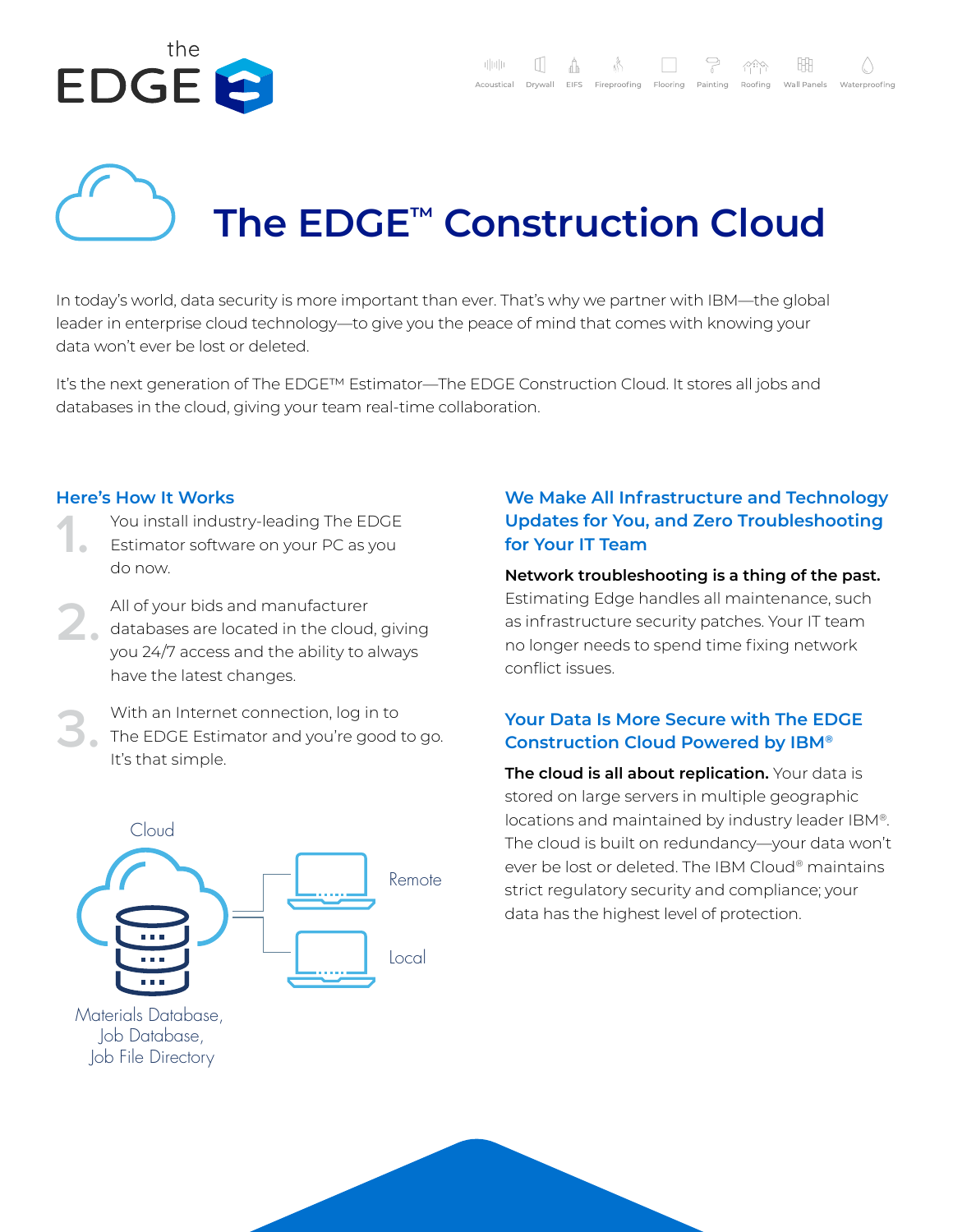# The EDGE™ Construction Cloud

In today's world, data security is more important than ever. That's why we partner with IBM—the global leader in enterprise cloud technology—to give you the peace of mind that comes with knowing your data won't ever be lost or deleted.

It's the next generation of The EDGE™ Estimator—The EDGE Construction Cloud. It stores all jobs and databases in the cloud, giving your team real-time collaboration.

## Here's How It Works

1. You install industry-leading The EDGE Estimator software on your PC as you do now.
2. All of your bids and manufacturer databases are located in the cloud, giving you 24/7 access and the ability to always have the latest changes.
3. With an Internet connection, log in to The EDGE Estimator and you're good to go. It's that simple.

Cloud

Remote

Local

Materials Database, Job Database, Job File Directory

## We Make All Infrastructure and Technology Updates for You, and Zero Troubleshooting for Your IT Team

**Network troubleshooting is a thing of the past.** Estimating Edge handles all maintenance, such as infrastructure security patches. Your IT team no longer needs to spend time fixing network conflict issues.

## Your Data Is More Secure with The EDGE Construction Cloud Powered by IBM®

**The cloud is all about replication.** Your data is stored on large servers in multiple geographic locations and maintained by industry leader IBM®. The cloud is built on redundancy—your data won't ever be lost or deleted. The IBM Cloud® maintains strict regulatory security and compliance; your data has the highest level of protection.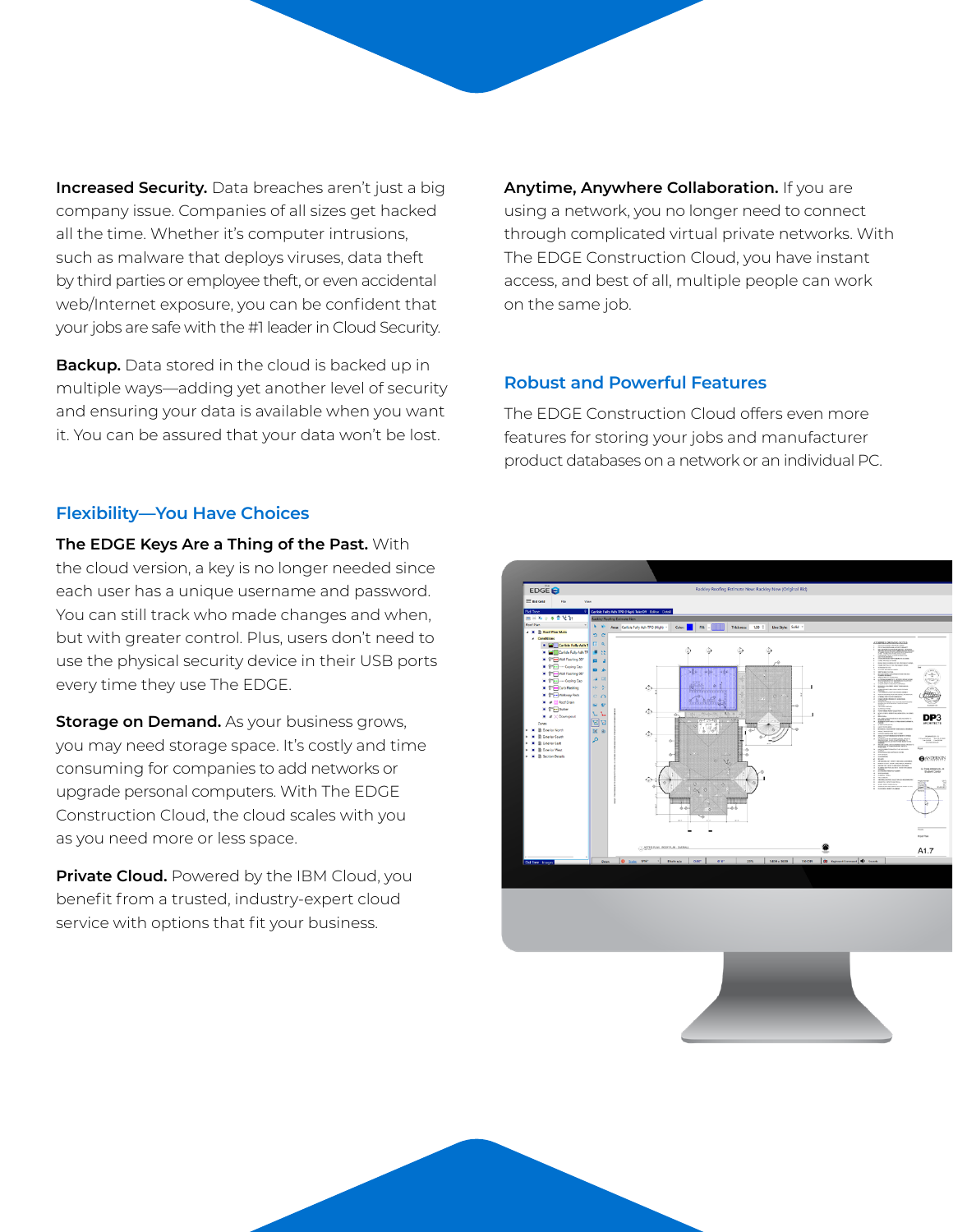**Increased Security.** Data breaches aren't just a big company issue. Companies of all sizes get hacked all the time. Whether it's computer intrusions, such as malware that deploys viruses, data theft by third parties or employee theft, or even accidental web/Internet exposure, you can be confident that your jobs are safe with the #1 leader in Cloud Security.

**Backup.** Data stored in the cloud is backed up in multiple ways—adding yet another level of security and ensuring your data is available when you want it. You can be assured that your data won't be lost.

**Anytime, Anywhere Collaboration.** If you are using a network, you no longer need to connect through complicated virtual private networks. With The EDGE Construction Cloud, you have instant access, and best of all, multiple people can work on the same job.

## Robust and Powerful Features

The EDGE Construction Cloud offers even more features for storing your jobs and manufacturer product databases on a network or an individual PC.

## Flexibility—You Have Choices

**The EDGE Keys Are a Thing of the Past.** With the cloud version, a key is no longer needed since each user has a unique username and password. You can still track who made changes and when, but with greater control. Plus, users don't need to use the physical security device in their USB ports every time they use The EDGE.

**Storage on Demand.** As your business grows, you may need storage space. It's costly and time consuming for companies to add networks or upgrade personal computers. With The EDGE Construction Cloud, the cloud scales with you as you need more or less space.

**Private Cloud.** Powered by the IBM Cloud, you benefit from a trusted, industry-expert cloud service with options that fit your business.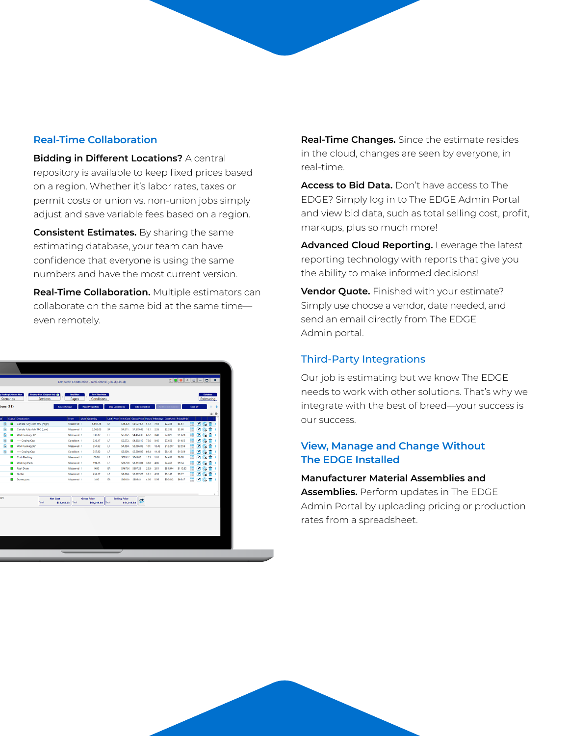## Real-Time Collaboration

**Bidding in Different Locations?** A central repository is available to keep fixed prices based on a region. Whether it's labor rates, taxes or permit costs or union vs. non-union jobs simply adjust and save variable fees based on a region.

**Consistent Estimates.** By sharing the same estimating database, your team can have confidence that everyone is using the same numbers and have the most current version.

**Real-Time Collaboration.** Multiple estimators can collaborate on the same bid at the same time—even remotely.

**Real-Time Changes.** Since the estimate resides in the cloud, changes are seen by everyone, in real-time.

**Access to Bid Data.** Don't have access to The EDGE? Simply log in to The EDGE Admin Portal and view bid data, such as total selling cost, profit, markups, plus so much more!

**Advanced Cloud Reporting.** Leverage the latest reporting technology with reports that give you the ability to make informed decisions!

**Vendor Quote.** Finished with your estimate? Simply use choose a vendor, date needed, and send an email directly from The EDGE Admin portal.

## Third-Party Integrations

Our job is estimating but we know The EDGE needs to work with other solutions. That's why we integrate with the best of breed—your success is our success.

## View, Manage and Change Without The EDGE Installed

**Manufacturer Material Assemblies and Assemblies.** Perform updates in The EDGE Admin Portal by uploading pricing or production rates from a spreadsheet.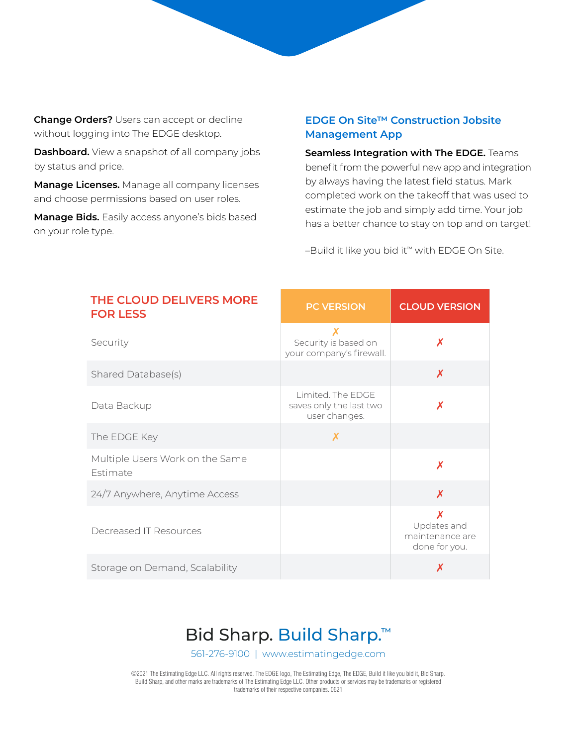**Change Orders?** Users can accept or decline without logging into The EDGE desktop.

**Dashboard.** View a snapshot of all company jobs by status and price.

**Manage Licenses.** Manage all company licenses and choose permissions based on user roles.

**Manage Bids.** Easily access anyone's bids based on your role type.

## EDGE On Site™ Construction Jobsite Management App

**Seamless Integration with The EDGE.** Teams benefit from the powerful new app and integration by always having the latest field status. Mark completed work on the takeoff that was used to estimate the job and simply add time. Your job has a better chance to stay on top and on target!

–Build it like you bid it™ with EDGE On Site.

| THE CLOUD DELIVERS MORE FOR LESS | PC VERSION | CLOUD VERSION |
|---|---|---|
| Security | ✗ Security is based on your company's firewall. | ✗ |
| Shared Database(s) | | ✗ |
| Data Backup | Limited. The EDGE saves only the last two user changes. | ✗ |
| The EDGE Key | ✗ | |
| Multiple Users Work on the Same Estimate | | ✗ |
| 24/7 Anywhere, Anytime Access | | ✗ |
| Decreased IT Resources | | ✗ Updates and maintenance are done for you. |
| Storage on Demand, Scalability | | ✗ |

Bid Sharp. Build Sharp.™

561-276-9100 | www.estimatingedge.com

©2021 The Estimating Edge LLC. All rights reserved. The EDGE logo, The Estimating Edge, The EDGE, Build it like you bid it, Bid Sharp. Build Sharp, and other marks are trademarks of The Estimating Edge LLC. Other products or services may be trademarks or registered trademarks of their respective companies. 0621